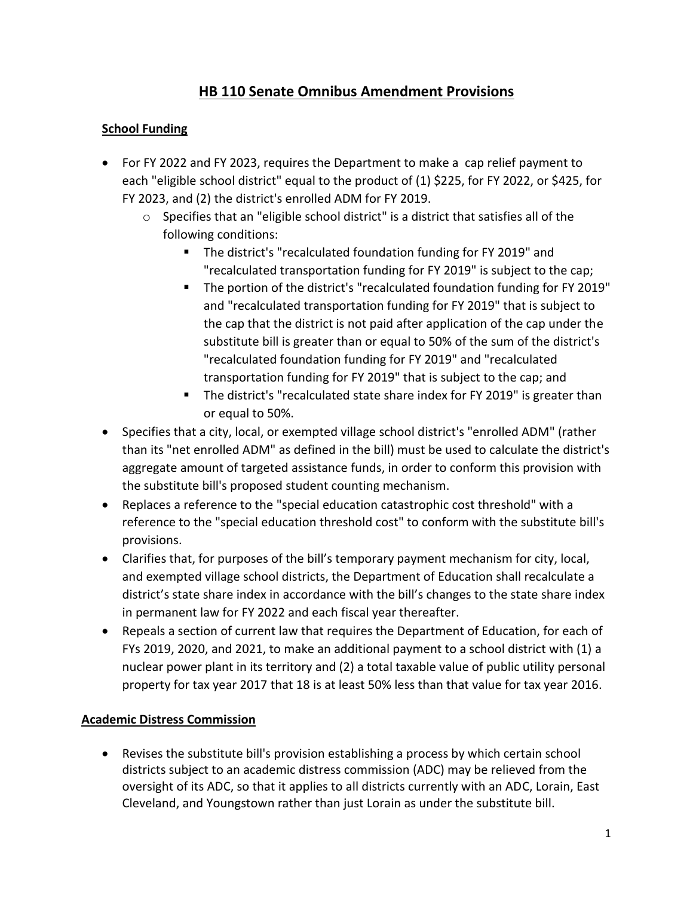# HB 110 Senate Omnibus Amendment Provisions

## School Funding

- For FY 2022 and FY 2023, requires the Department to make a cap relief payment to each "eligible school district" equal to the product of (1) $225, for FY 2022, or $425, for FY 2023, and (2) the district's enrolled ADM for FY 2019.
  - Specifies that an "eligible school district" is a district that satisfies all of the following conditions:
    - The district's "recalculated foundation funding for FY 2019" and "recalculated transportation funding for FY 2019" is subject to the cap;
    - The portion of the district's "recalculated foundation funding for FY 2019" and "recalculated transportation funding for FY 2019" that is subject to the cap that the district is not paid after application of the cap under the substitute bill is greater than or equal to 50% of the sum of the district's "recalculated foundation funding for FY 2019" and "recalculated transportation funding for FY 2019" that is subject to the cap; and
    - The district's "recalculated state share index for FY 2019" is greater than or equal to 50%.
- Specifies that a city, local, or exempted village school district's "enrolled ADM" (rather than its "net enrolled ADM" as defined in the bill) must be used to calculate the district's aggregate amount of targeted assistance funds, in order to conform this provision with the substitute bill's proposed student counting mechanism.
- Replaces a reference to the "special education catastrophic cost threshold" with a reference to the "special education threshold cost" to conform with the substitute bill's provisions.
- Clarifies that, for purposes of the bill's temporary payment mechanism for city, local, and exempted village school districts, the Department of Education shall recalculate a district's state share index in accordance with the bill's changes to the state share index in permanent law for FY 2022 and each fiscal year thereafter.
- Repeals a section of current law that requires the Department of Education, for each of FYs 2019, 2020, and 2021, to make an additional payment to a school district with (1) a nuclear power plant in its territory and (2) a total taxable value of public utility personal property for tax year 2017 that 18 is at least 50% less than that value for tax year 2016.

## Academic Distress Commission

- Revises the substitute bill's provision establishing a process by which certain school districts subject to an academic distress commission (ADC) may be relieved from the oversight of its ADC, so that it applies to all districts currently with an ADC, Lorain, East Cleveland, and Youngstown rather than just Lorain as under the substitute bill.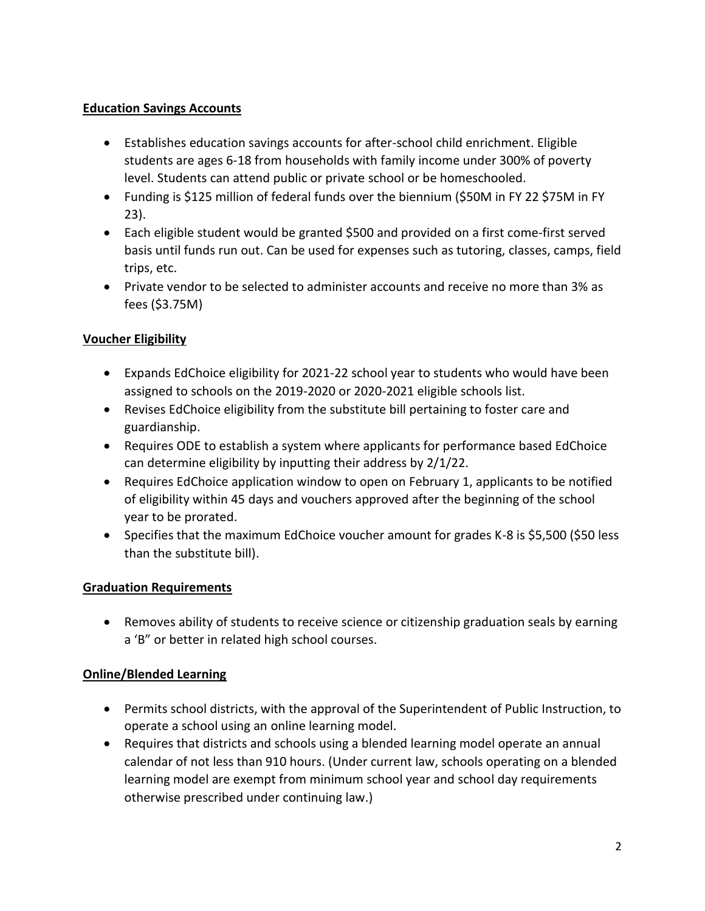**Education Savings Accounts**

- Establishes education savings accounts for after-school child enrichment. Eligible students are ages 6-18 from households with family income under 300% of poverty level. Students can attend public or private school or be homeschooled.
- Funding is $125 million of federal funds over the biennium ($50M in FY 22 $75M in FY 23).
- Each eligible student would be granted $500 and provided on a first come-first served basis until funds run out. Can be used for expenses such as tutoring, classes, camps, field trips, etc.
- Private vendor to be selected to administer accounts and receive no more than 3% as fees ($3.75M)

**Voucher Eligibility**

- Expands EdChoice eligibility for 2021-22 school year to students who would have been assigned to schools on the 2019-2020 or 2020-2021 eligible schools list.
- Revises EdChoice eligibility from the substitute bill pertaining to foster care and guardianship.
- Requires ODE to establish a system where applicants for performance based EdChoice can determine eligibility by inputting their address by 2/1/22.
- Requires EdChoice application window to open on February 1, applicants to be notified of eligibility within 45 days and vouchers approved after the beginning of the school year to be prorated.
- Specifies that the maximum EdChoice voucher amount for grades K-8 is $5,500 ($50 less than the substitute bill).

**Graduation Requirements**

- Removes ability of students to receive science or citizenship graduation seals by earning a 'B" or better in related high school courses.

**Online/Blended Learning**

- Permits school districts, with the approval of the Superintendent of Public Instruction, to operate a school using an online learning model.
- Requires that districts and schools using a blended learning model operate an annual calendar of not less than 910 hours. (Under current law, schools operating on a blended learning model are exempt from minimum school year and school day requirements otherwise prescribed under continuing law.)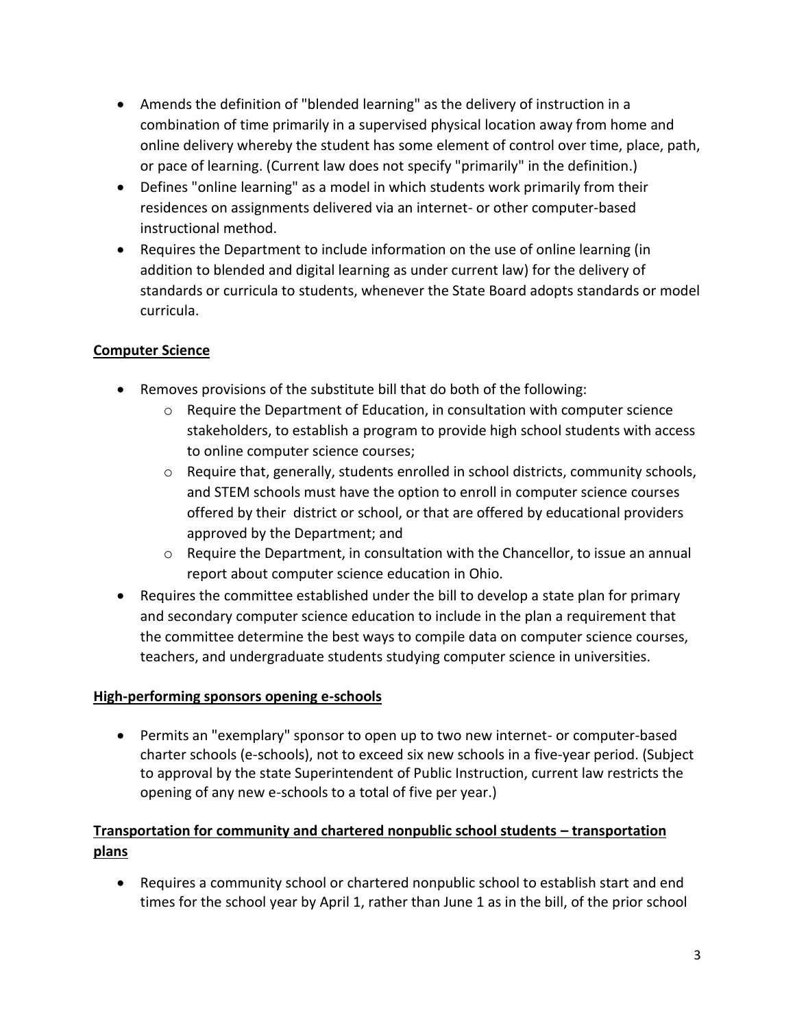- Amends the definition of "blended learning" as the delivery of instruction in a combination of time primarily in a supervised physical location away from home and online delivery whereby the student has some element of control over time, place, path, or pace of learning. (Current law does not specify "primarily" in the definition.)
- Defines "online learning" as a model in which students work primarily from their residences on assignments delivered via an internet- or other computer-based instructional method.
- Requires the Department to include information on the use of online learning (in addition to blended and digital learning as under current law) for the delivery of standards or curricula to students, whenever the State Board adopts standards or model curricula.

**Computer Science**

- Removes provisions of the substitute bill that do both of the following:
  - Require the Department of Education, in consultation with computer science stakeholders, to establish a program to provide high school students with access to online computer science courses;
  - Require that, generally, students enrolled in school districts, community schools, and STEM schools must have the option to enroll in computer science courses offered by their district or school, or that are offered by educational providers approved by the Department; and
  - Require the Department, in consultation with the Chancellor, to issue an annual report about computer science education in Ohio.
- Requires the committee established under the bill to develop a state plan for primary and secondary computer science education to include in the plan a requirement that the committee determine the best ways to compile data on computer science courses, teachers, and undergraduate students studying computer science in universities.

**High-performing sponsors opening e-schools**

- Permits an "exemplary" sponsor to open up to two new internet- or computer-based charter schools (e-schools), not to exceed six new schools in a five-year period. (Subject to approval by the state Superintendent of Public Instruction, current law restricts the opening of any new e-schools to a total of five per year.)

**Transportation for community and chartered nonpublic school students – transportation plans**

- Requires a community school or chartered nonpublic school to establish start and end times for the school year by April 1, rather than June 1 as in the bill, of the prior school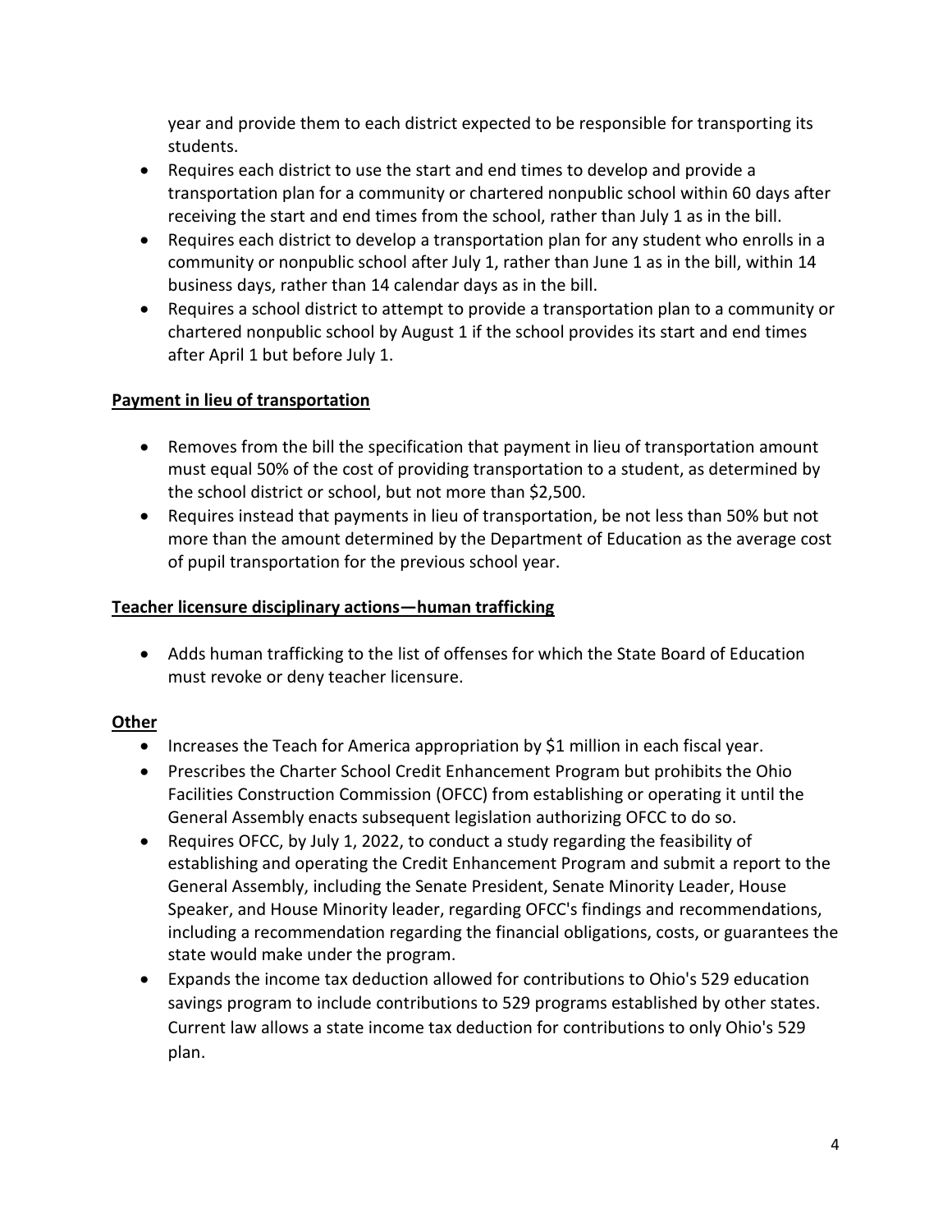year and provide them to each district expected to be responsible for transporting its students.

- Requires each district to use the start and end times to develop and provide a transportation plan for a community or chartered nonpublic school within 60 days after receiving the start and end times from the school, rather than July 1 as in the bill.
- Requires each district to develop a transportation plan for any student who enrolls in a community or nonpublic school after July 1, rather than June 1 as in the bill, within 14 business days, rather than 14 calendar days as in the bill.
- Requires a school district to attempt to provide a transportation plan to a community or chartered nonpublic school by August 1 if the school provides its start and end times after April 1 but before July 1.

**Payment in lieu of transportation**

- Removes from the bill the specification that payment in lieu of transportation amount must equal 50% of the cost of providing transportation to a student, as determined by the school district or school, but not more than $2,500.
- Requires instead that payments in lieu of transportation, be not less than 50% but not more than the amount determined by the Department of Education as the average cost of pupil transportation for the previous school year.

**Teacher licensure disciplinary actions—human trafficking**

- Adds human trafficking to the list of offenses for which the State Board of Education must revoke or deny teacher licensure.

**Other**

- Increases the Teach for America appropriation by $1 million in each fiscal year.
- Prescribes the Charter School Credit Enhancement Program but prohibits the Ohio Facilities Construction Commission (OFCC) from establishing or operating it until the General Assembly enacts subsequent legislation authorizing OFCC to do so.
- Requires OFCC, by July 1, 2022, to conduct a study regarding the feasibility of establishing and operating the Credit Enhancement Program and submit a report to the General Assembly, including the Senate President, Senate Minority Leader, House Speaker, and House Minority leader, regarding OFCC's findings and recommendations, including a recommendation regarding the financial obligations, costs, or guarantees the state would make under the program.
- Expands the income tax deduction allowed for contributions to Ohio's 529 education savings program to include contributions to 529 programs established by other states. Current law allows a state income tax deduction for contributions to only Ohio's 529 plan.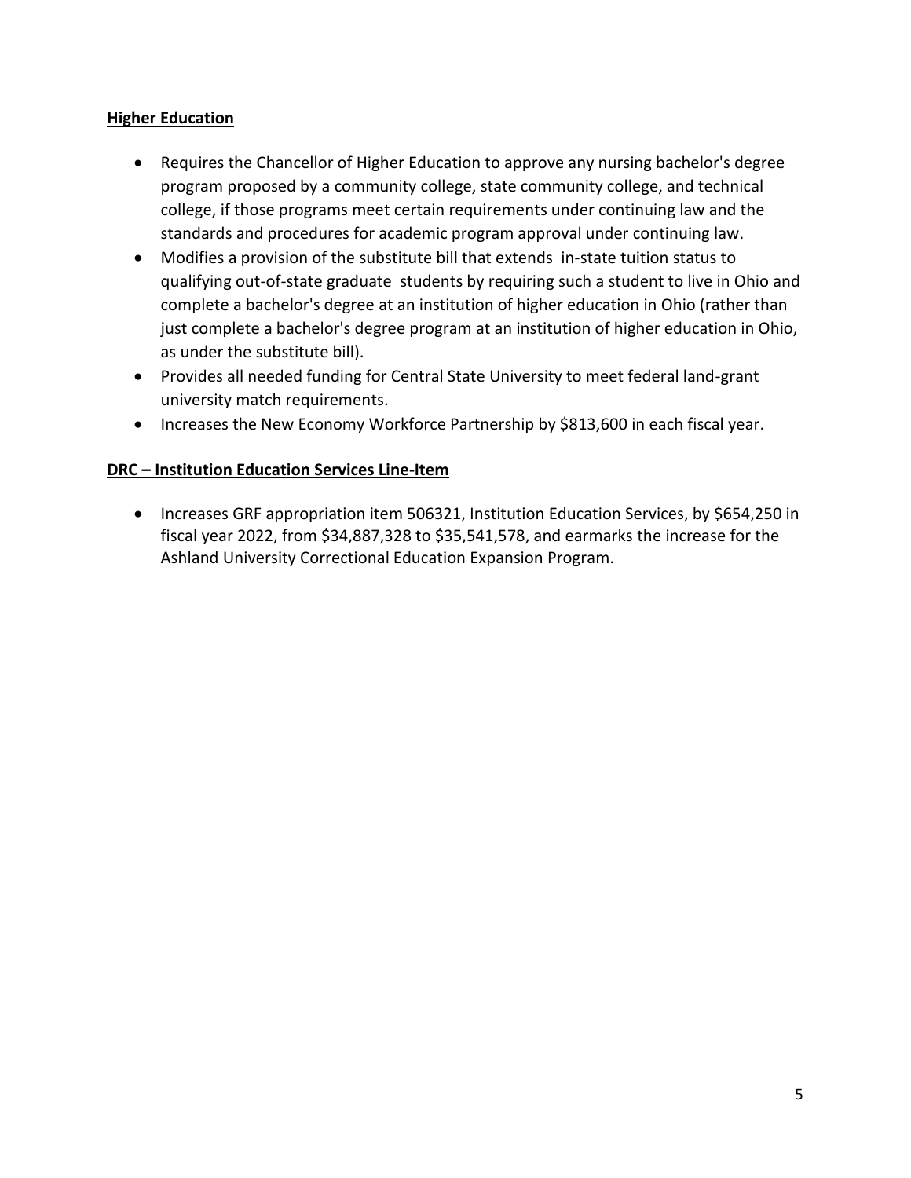**Higher Education**

- Requires the Chancellor of Higher Education to approve any nursing bachelor's degree program proposed by a community college, state community college, and technical college, if those programs meet certain requirements under continuing law and the standards and procedures for academic program approval under continuing law.
- Modifies a provision of the substitute bill that extends in-state tuition status to qualifying out-of-state graduate students by requiring such a student to live in Ohio and complete a bachelor's degree at an institution of higher education in Ohio (rather than just complete a bachelor's degree program at an institution of higher education in Ohio, as under the substitute bill).
- Provides all needed funding for Central State University to meet federal land-grant university match requirements.
- Increases the New Economy Workforce Partnership by $813,600 in each fiscal year.

**DRC – Institution Education Services Line-Item**

- Increases GRF appropriation item 506321, Institution Education Services, by $654,250 in fiscal year 2022, from $34,887,328 to $35,541,578, and earmarks the increase for the Ashland University Correctional Education Expansion Program.